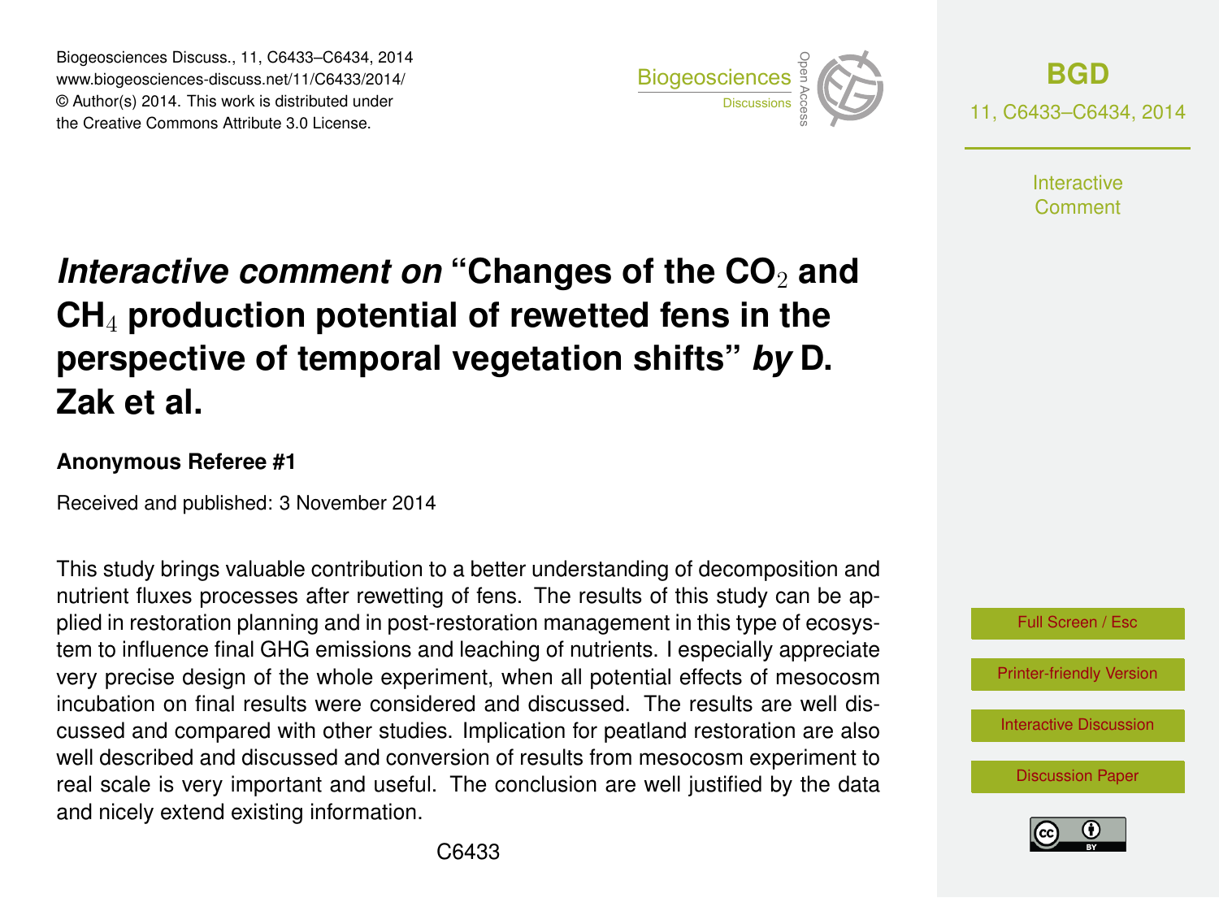# *Interactive comment on* "Changes of the $CO_2$ and $CH_4$ production potential of rewetted fens in the perspective of temporal vegetation shifts" *by* D. Zak et al.

**Anonymous Referee #1**

Received and published: 3 November 2014

This study brings valuable contribution to a better understanding of decomposition and nutrient fluxes processes after rewetting of fens. The results of this study can be applied in restoration planning and in post-restoration management in this type of ecosystem to influence final GHG emissions and leaching of nutrients. I especially appreciate very precise design of the whole experiment, when all potential effects of mesocosm incubation on final results were considered and discussed. The results are well discussed and compared with other studies. Implication for peatland restoration are also well described and discussed and conversion of results from mesocosm experiment to real scale is very important and useful. The conclusion are well justified by the data and nicely extend existing information.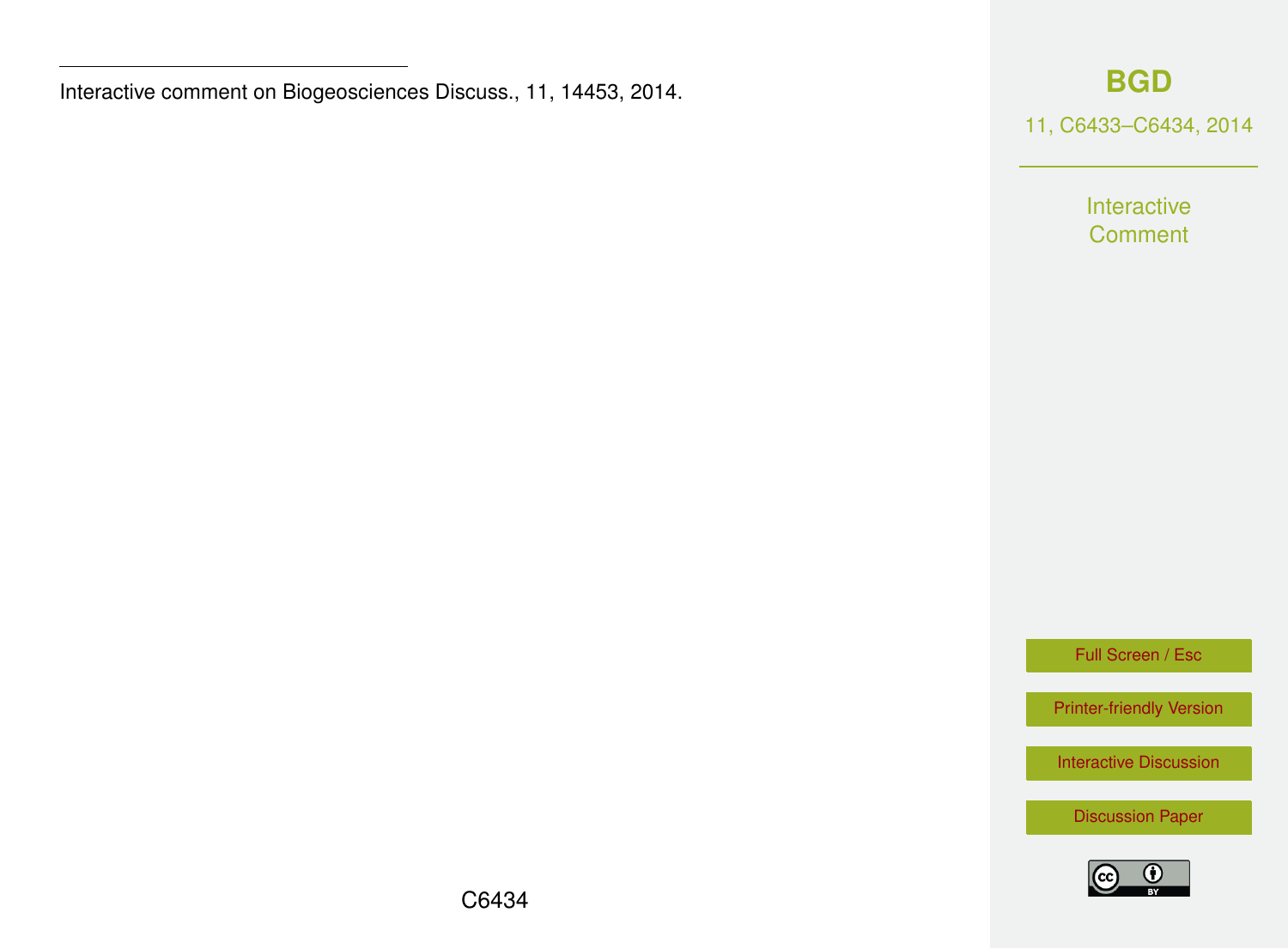Interactive comment on Biogeosciences Discuss., 11, 14453, 2014.